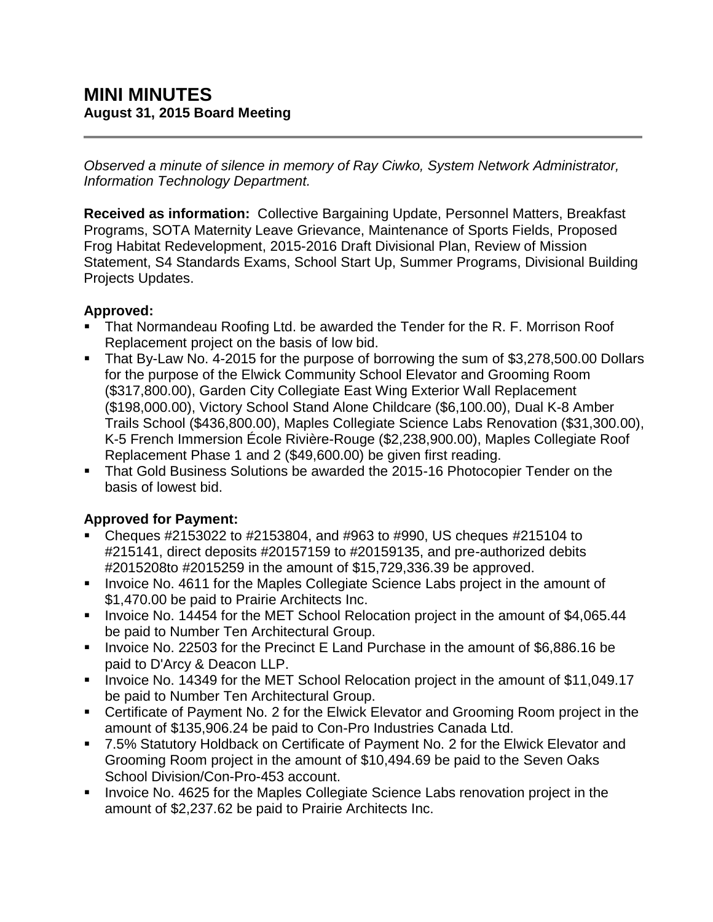# MINI MINUTES
## August 31, 2015 Board Meeting

*Observed a minute of silence in memory of Ray Ciwko, System Network Administrator, Information Technology Department.*

**Received as information:** Collective Bargaining Update, Personnel Matters, Breakfast Programs, SOTA Maternity Leave Grievance, Maintenance of Sports Fields, Proposed Frog Habitat Redevelopment, 2015-2016 Draft Divisional Plan, Review of Mission Statement, S4 Standards Exams, School Start Up, Summer Programs, Divisional Building Projects Updates.

### Approved:

- That Normandeau Roofing Ltd. be awarded the Tender for the R. F. Morrison Roof Replacement project on the basis of low bid.
- That By-Law No. 4-2015 for the purpose of borrowing the sum of $3,278,500.00 Dollars for the purpose of the Elwick Community School Elevator and Grooming Room ($317,800.00), Garden City Collegiate East Wing Exterior Wall Replacement ($198,000.00), Victory School Stand Alone Childcare ($6,100.00), Dual K-8 Amber Trails School ($436,800.00), Maples Collegiate Science Labs Renovation ($31,300.00), K-5 French Immersion École Rivière-Rouge ($2,238,900.00), Maples Collegiate Roof Replacement Phase 1 and 2 ($49,600.00) be given first reading.
- That Gold Business Solutions be awarded the 2015-16 Photocopier Tender on the basis of lowest bid.

### Approved for Payment:

- Cheques #2153022 to #2153804, and #963 to #990, US cheques #215104 to #215141, direct deposits #20157159 to #20159135, and pre-authorized debits #2015208to #2015259 in the amount of $15,729,336.39 be approved.
- Invoice No. 4611 for the Maples Collegiate Science Labs project in the amount of $1,470.00 be paid to Prairie Architects Inc.
- Invoice No. 14454 for the MET School Relocation project in the amount of $4,065.44 be paid to Number Ten Architectural Group.
- Invoice No. 22503 for the Precinct E Land Purchase in the amount of $6,886.16 be paid to D'Arcy & Deacon LLP.
- Invoice No. 14349 for the MET School Relocation project in the amount of $11,049.17 be paid to Number Ten Architectural Group.
- Certificate of Payment No. 2 for the Elwick Elevator and Grooming Room project in the amount of $135,906.24 be paid to Con-Pro Industries Canada Ltd.
- 7.5% Statutory Holdback on Certificate of Payment No. 2 for the Elwick Elevator and Grooming Room project in the amount of $10,494.69 be paid to the Seven Oaks School Division/Con-Pro-453 account.
- Invoice No. 4625 for the Maples Collegiate Science Labs renovation project in the amount of $2,237.62 be paid to Prairie Architects Inc.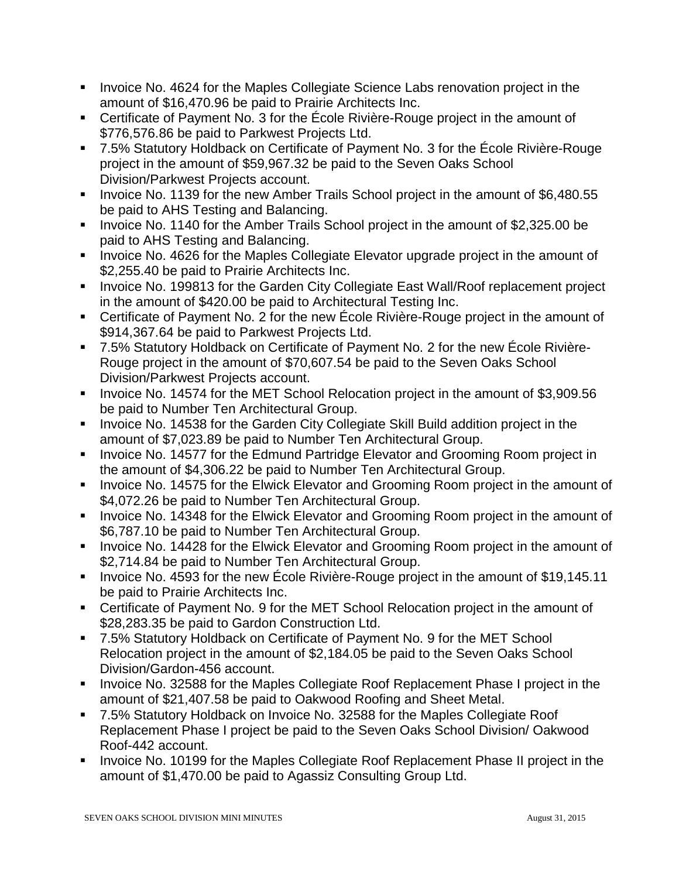- Invoice No. 4624 for the Maples Collegiate Science Labs renovation project in the amount of $16,470.96 be paid to Prairie Architects Inc.
- Certificate of Payment No. 3 for the École Rivière-Rouge project in the amount of $776,576.86 be paid to Parkwest Projects Ltd.
- 7.5% Statutory Holdback on Certificate of Payment No. 3 for the École Rivière-Rouge project in the amount of $59,967.32 be paid to the Seven Oaks School Division/Parkwest Projects account.
- Invoice No. 1139 for the new Amber Trails School project in the amount of $6,480.55 be paid to AHS Testing and Balancing.
- Invoice No. 1140 for the Amber Trails School project in the amount of $2,325.00 be paid to AHS Testing and Balancing.
- Invoice No. 4626 for the Maples Collegiate Elevator upgrade project in the amount of $2,255.40 be paid to Prairie Architects Inc.
- Invoice No. 199813 for the Garden City Collegiate East Wall/Roof replacement project in the amount of $420.00 be paid to Architectural Testing Inc.
- Certificate of Payment No. 2 for the new École Rivière-Rouge project in the amount of $914,367.64 be paid to Parkwest Projects Ltd.
- 7.5% Statutory Holdback on Certificate of Payment No. 2 for the new École Rivière-Rouge project in the amount of $70,607.54 be paid to the Seven Oaks School Division/Parkwest Projects account.
- Invoice No. 14574 for the MET School Relocation project in the amount of $3,909.56 be paid to Number Ten Architectural Group.
- Invoice No. 14538 for the Garden City Collegiate Skill Build addition project in the amount of $7,023.89 be paid to Number Ten Architectural Group.
- Invoice No. 14577 for the Edmund Partridge Elevator and Grooming Room project in the amount of $4,306.22 be paid to Number Ten Architectural Group.
- Invoice No. 14575 for the Elwick Elevator and Grooming Room project in the amount of $4,072.26 be paid to Number Ten Architectural Group.
- Invoice No. 14348 for the Elwick Elevator and Grooming Room project in the amount of $6,787.10 be paid to Number Ten Architectural Group.
- Invoice No. 14428 for the Elwick Elevator and Grooming Room project in the amount of $2,714.84 be paid to Number Ten Architectural Group.
- Invoice No. 4593 for the new École Rivière-Rouge project in the amount of $19,145.11 be paid to Prairie Architects Inc.
- Certificate of Payment No. 9 for the MET School Relocation project in the amount of $28,283.35 be paid to Gardon Construction Ltd.
- 7.5% Statutory Holdback on Certificate of Payment No. 9 for the MET School Relocation project in the amount of $2,184.05 be paid to the Seven Oaks School Division/Gardon-456 account.
- Invoice No. 32588 for the Maples Collegiate Roof Replacement Phase I project in the amount of $21,407.58 be paid to Oakwood Roofing and Sheet Metal.
- 7.5% Statutory Holdback on Invoice No. 32588 for the Maples Collegiate Roof Replacement Phase I project be paid to the Seven Oaks School Division/ Oakwood Roof-442 account.
- Invoice No. 10199 for the Maples Collegiate Roof Replacement Phase II project in the amount of $1,470.00 be paid to Agassiz Consulting Group Ltd.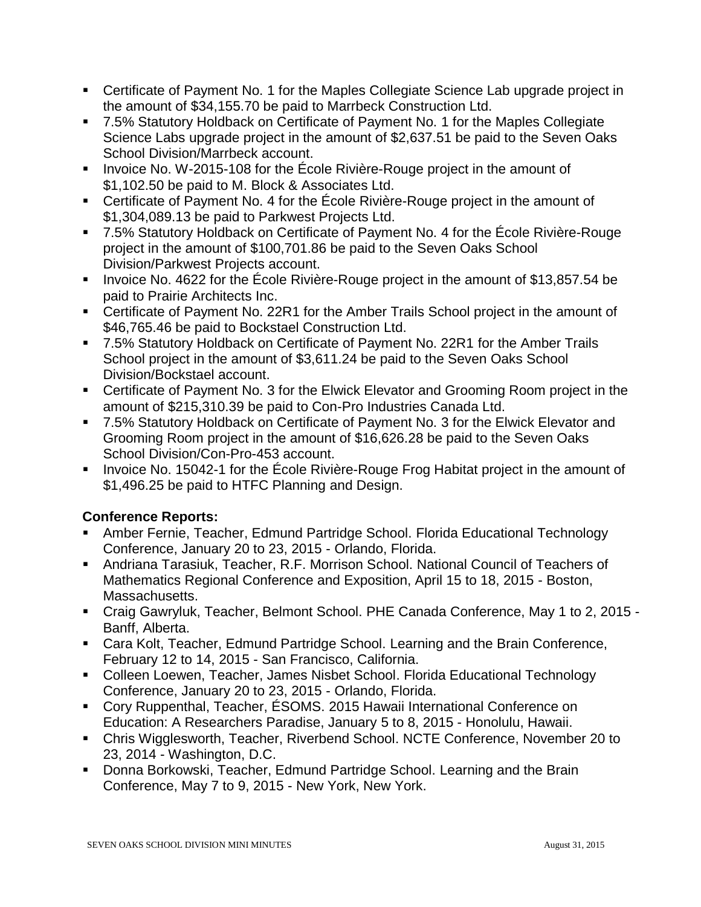- Certificate of Payment No. 1 for the Maples Collegiate Science Lab upgrade project in the amount of $34,155.70 be paid to Marrbeck Construction Ltd.
- 7.5% Statutory Holdback on Certificate of Payment No. 1 for the Maples Collegiate Science Labs upgrade project in the amount of $2,637.51 be paid to the Seven Oaks School Division/Marrbeck account.
- Invoice No. W-2015-108 for the École Rivière-Rouge project in the amount of $1,102.50 be paid to M. Block & Associates Ltd.
- Certificate of Payment No. 4 for the École Rivière-Rouge project in the amount of $1,304,089.13 be paid to Parkwest Projects Ltd.
- 7.5% Statutory Holdback on Certificate of Payment No. 4 for the École Rivière-Rouge project in the amount of $100,701.86 be paid to the Seven Oaks School Division/Parkwest Projects account.
- Invoice No. 4622 for the École Rivière-Rouge project in the amount of $13,857.54 be paid to Prairie Architects Inc.
- Certificate of Payment No. 22R1 for the Amber Trails School project in the amount of $46,765.46 be paid to Bockstael Construction Ltd.
- 7.5% Statutory Holdback on Certificate of Payment No. 22R1 for the Amber Trails School project in the amount of $3,611.24 be paid to the Seven Oaks School Division/Bockstael account.
- Certificate of Payment No. 3 for the Elwick Elevator and Grooming Room project in the amount of $215,310.39 be paid to Con-Pro Industries Canada Ltd.
- 7.5% Statutory Holdback on Certificate of Payment No. 3 for the Elwick Elevator and Grooming Room project in the amount of $16,626.28 be paid to the Seven Oaks School Division/Con-Pro-453 account.
- Invoice No. 15042-1 for the École Rivière-Rouge Frog Habitat project in the amount of $1,496.25 be paid to HTFC Planning and Design.

**Conference Reports:**

- Amber Fernie, Teacher, Edmund Partridge School. Florida Educational Technology Conference, January 20 to 23, 2015 - Orlando, Florida.
- Andriana Tarasiuk, Teacher, R.F. Morrison School. National Council of Teachers of Mathematics Regional Conference and Exposition, April 15 to 18, 2015 - Boston, Massachusetts.
- Craig Gawryluk, Teacher, Belmont School. PHE Canada Conference, May 1 to 2, 2015 - Banff, Alberta.
- Cara Kolt, Teacher, Edmund Partridge School. Learning and the Brain Conference, February 12 to 14, 2015 - San Francisco, California.
- Colleen Loewen, Teacher, James Nisbet School. Florida Educational Technology Conference, January 20 to 23, 2015 - Orlando, Florida.
- Cory Ruppenthal, Teacher, ÉSOMS. 2015 Hawaii International Conference on Education: A Researchers Paradise, January 5 to 8, 2015 - Honolulu, Hawaii.
- Chris Wigglesworth, Teacher, Riverbend School. NCTE Conference, November 20 to 23, 2014 - Washington, D.C.
- Donna Borkowski, Teacher, Edmund Partridge School. Learning and the Brain Conference, May 7 to 9, 2015 - New York, New York.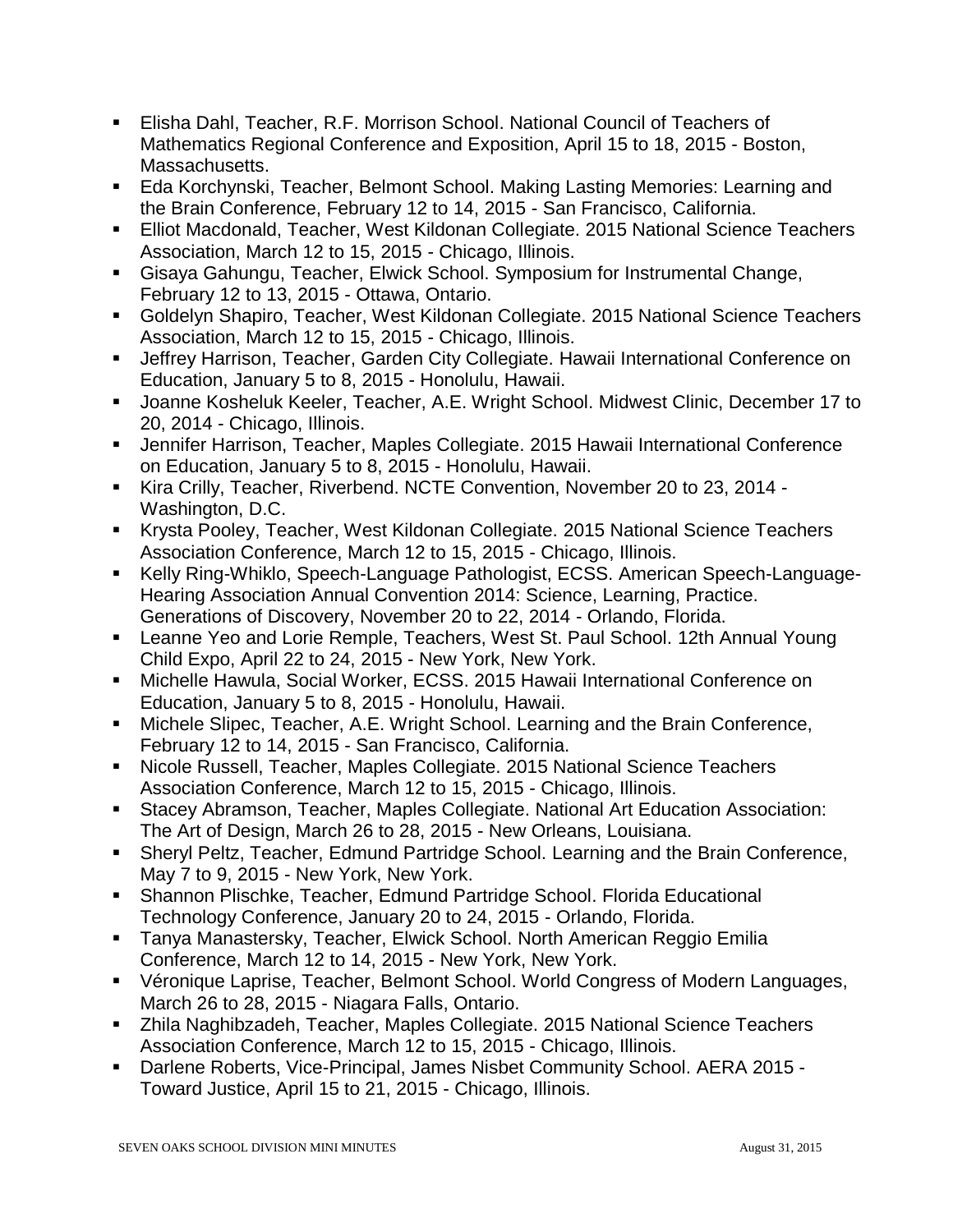- Elisha Dahl, Teacher, R.F. Morrison School. National Council of Teachers of Mathematics Regional Conference and Exposition, April 15 to 18, 2015 - Boston, Massachusetts.
- Eda Korchynski, Teacher, Belmont School. Making Lasting Memories: Learning and the Brain Conference, February 12 to 14, 2015 - San Francisco, California.
- Elliot Macdonald, Teacher, West Kildonan Collegiate. 2015 National Science Teachers Association, March 12 to 15, 2015 - Chicago, Illinois.
- Gisaya Gahungu, Teacher, Elwick School. Symposium for Instrumental Change, February 12 to 13, 2015 - Ottawa, Ontario.
- Goldelyn Shapiro, Teacher, West Kildonan Collegiate. 2015 National Science Teachers Association, March 12 to 15, 2015 - Chicago, Illinois.
- Jeffrey Harrison, Teacher, Garden City Collegiate. Hawaii International Conference on Education, January 5 to 8, 2015 - Honolulu, Hawaii.
- Joanne Kosheluk Keeler, Teacher, A.E. Wright School. Midwest Clinic, December 17 to 20, 2014 - Chicago, Illinois.
- Jennifer Harrison, Teacher, Maples Collegiate. 2015 Hawaii International Conference on Education, January 5 to 8, 2015 - Honolulu, Hawaii.
- Kira Crilly, Teacher, Riverbend. NCTE Convention, November 20 to 23, 2014 - Washington, D.C.
- Krysta Pooley, Teacher, West Kildonan Collegiate. 2015 National Science Teachers Association Conference, March 12 to 15, 2015 - Chicago, Illinois.
- Kelly Ring-Whiklo, Speech-Language Pathologist, ECSS. American Speech-Language-Hearing Association Annual Convention 2014: Science, Learning, Practice. Generations of Discovery, November 20 to 22, 2014 - Orlando, Florida.
- Leanne Yeo and Lorie Remple, Teachers, West St. Paul School. 12th Annual Young Child Expo, April 22 to 24, 2015 - New York, New York.
- Michelle Hawula, Social Worker, ECSS. 2015 Hawaii International Conference on Education, January 5 to 8, 2015 - Honolulu, Hawaii.
- Michele Slipec, Teacher, A.E. Wright School. Learning and the Brain Conference, February 12 to 14, 2015 - San Francisco, California.
- Nicole Russell, Teacher, Maples Collegiate. 2015 National Science Teachers Association Conference, March 12 to 15, 2015 - Chicago, Illinois.
- Stacey Abramson, Teacher, Maples Collegiate. National Art Education Association: The Art of Design, March 26 to 28, 2015 - New Orleans, Louisiana.
- Sheryl Peltz, Teacher, Edmund Partridge School. Learning and the Brain Conference, May 7 to 9, 2015 - New York, New York.
- Shannon Plischke, Teacher, Edmund Partridge School. Florida Educational Technology Conference, January 20 to 24, 2015 - Orlando, Florida.
- Tanya Manastersky, Teacher, Elwick School. North American Reggio Emilia Conference, March 12 to 14, 2015 - New York, New York.
- Véronique Laprise, Teacher, Belmont School. World Congress of Modern Languages, March 26 to 28, 2015 - Niagara Falls, Ontario.
- Zhila Naghibzadeh, Teacher, Maples Collegiate. 2015 National Science Teachers Association Conference, March 12 to 15, 2015 - Chicago, Illinois.
- Darlene Roberts, Vice-Principal, James Nisbet Community School. AERA 2015 - Toward Justice, April 15 to 21, 2015 - Chicago, Illinois.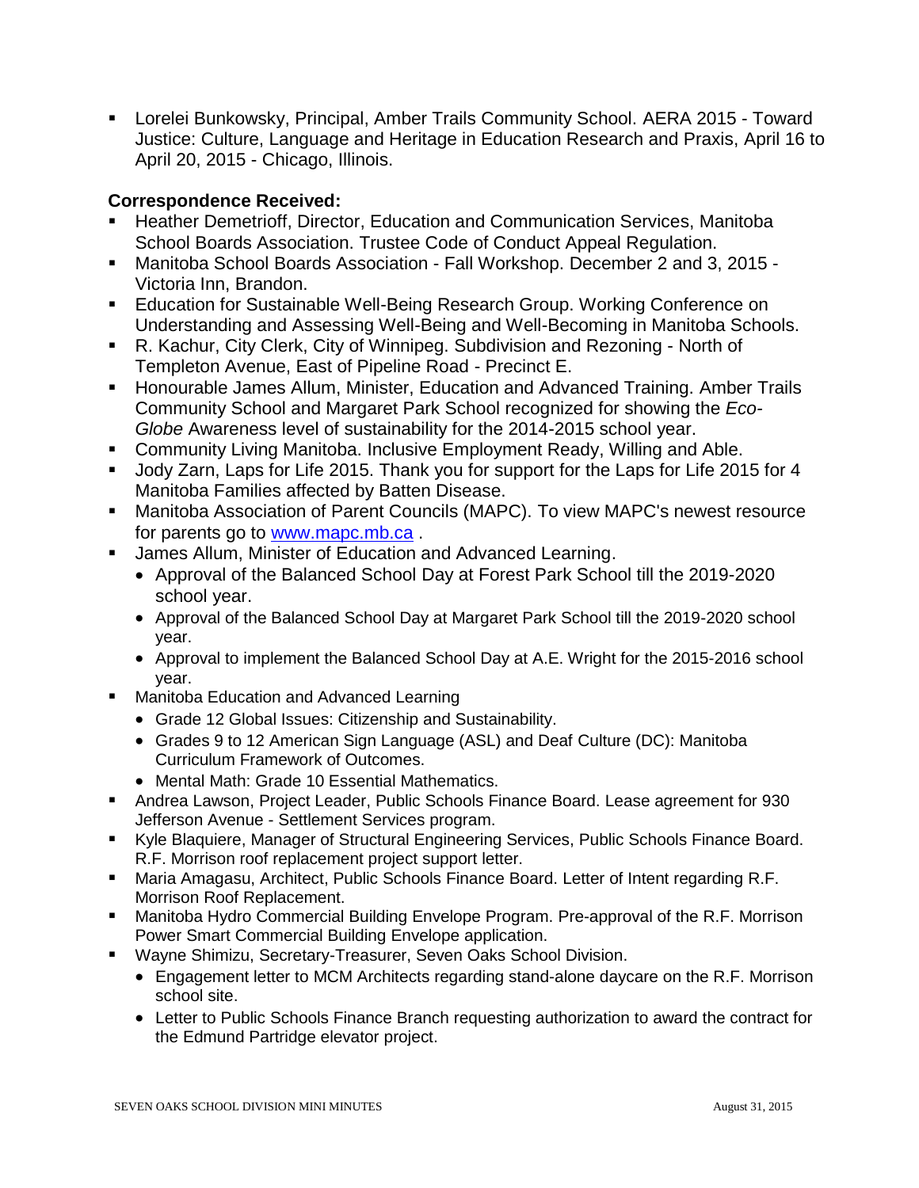- Lorelei Bunkowsky, Principal, Amber Trails Community School. AERA 2015 - Toward Justice: Culture, Language and Heritage in Education Research and Praxis, April 16 to April 20, 2015 - Chicago, Illinois.

**Correspondence Received:**

- Heather Demetrioff, Director, Education and Communication Services, Manitoba School Boards Association. Trustee Code of Conduct Appeal Regulation.
- Manitoba School Boards Association - Fall Workshop. December 2 and 3, 2015 - Victoria Inn, Brandon.
- Education for Sustainable Well-Being Research Group. Working Conference on Understanding and Assessing Well-Being and Well-Becoming in Manitoba Schools.
- R. Kachur, City Clerk, City of Winnipeg. Subdivision and Rezoning - North of Templeton Avenue, East of Pipeline Road - Precinct E.
- Honourable James Allum, Minister, Education and Advanced Training. Amber Trails Community School and Margaret Park School recognized for showing the *Eco-Globe* Awareness level of sustainability for the 2014-2015 school year.
- Community Living Manitoba. Inclusive Employment Ready, Willing and Able.
- Jody Zarn, Laps for Life 2015. Thank you for support for the Laps for Life 2015 for 4 Manitoba Families affected by Batten Disease.
- Manitoba Association of Parent Councils (MAPC). To view MAPC's newest resource for parents go to [www.mapc.mb.ca](http://www.mapc.mb.ca) .
- James Allum, Minister of Education and Advanced Learning.
  - Approval of the Balanced School Day at Forest Park School till the 2019-2020 school year.
  - Approval of the Balanced School Day at Margaret Park School till the 2019-2020 school year.
  - Approval to implement the Balanced School Day at A.E. Wright for the 2015-2016 school year.
- Manitoba Education and Advanced Learning
  - Grade 12 Global Issues: Citizenship and Sustainability.
  - Grades 9 to 12 American Sign Language (ASL) and Deaf Culture (DC): Manitoba Curriculum Framework of Outcomes.
  - Mental Math: Grade 10 Essential Mathematics.
- Andrea Lawson, Project Leader, Public Schools Finance Board. Lease agreement for 930 Jefferson Avenue - Settlement Services program.
- Kyle Blaquiere, Manager of Structural Engineering Services, Public Schools Finance Board. R.F. Morrison roof replacement project support letter.
- Maria Amagasu, Architect, Public Schools Finance Board. Letter of Intent regarding R.F. Morrison Roof Replacement.
- Manitoba Hydro Commercial Building Envelope Program. Pre-approval of the R.F. Morrison Power Smart Commercial Building Envelope application.
- Wayne Shimizu, Secretary-Treasurer, Seven Oaks School Division.
  - Engagement letter to MCM Architects regarding stand-alone daycare on the R.F. Morrison school site.
  - Letter to Public Schools Finance Branch requesting authorization to award the contract for the Edmund Partridge elevator project.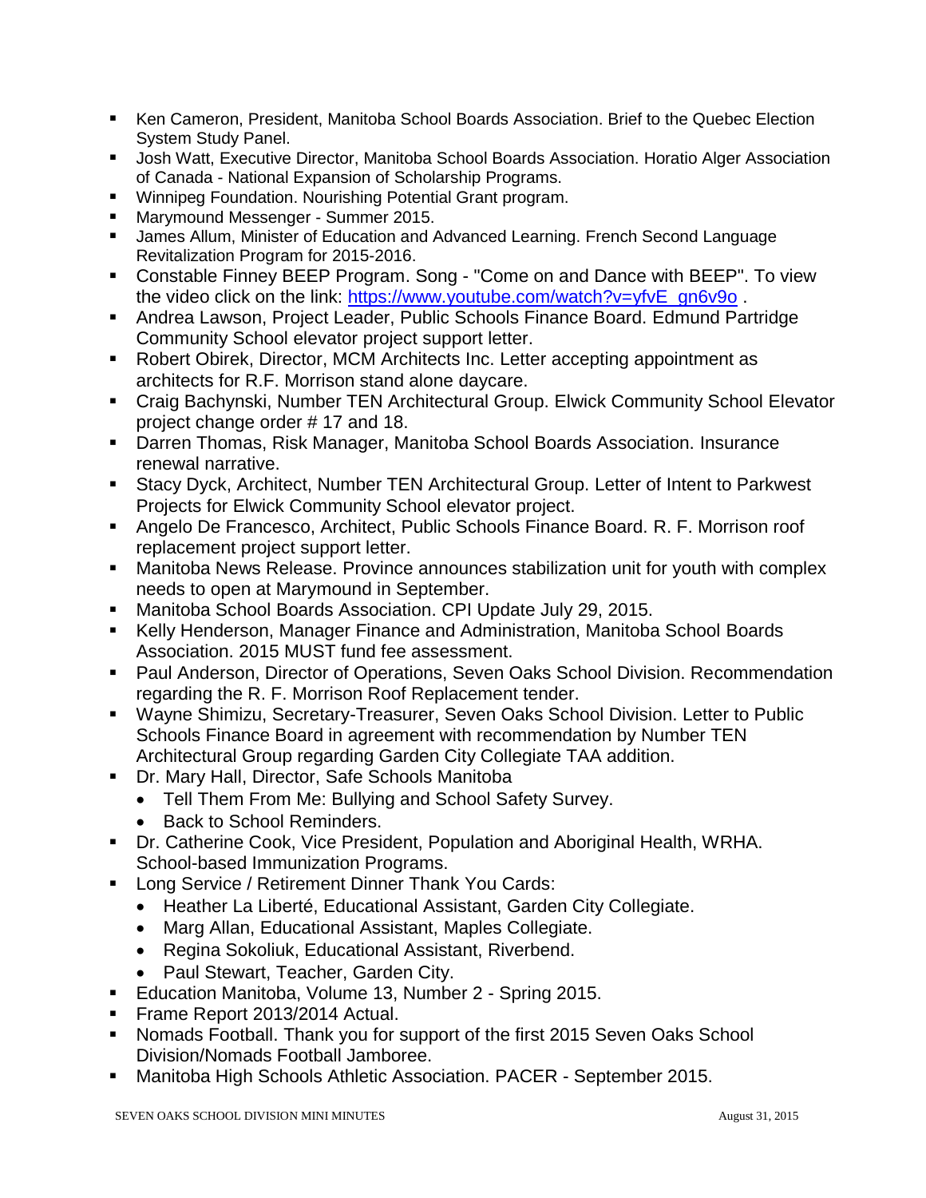- Ken Cameron, President, Manitoba School Boards Association. Brief to the Quebec Election System Study Panel.
- Josh Watt, Executive Director, Manitoba School Boards Association. Horatio Alger Association of Canada - National Expansion of Scholarship Programs.
- Winnipeg Foundation. Nourishing Potential Grant program.
- Marymound Messenger - Summer 2015.
- James Allum, Minister of Education and Advanced Learning. French Second Language Revitalization Program for 2015-2016.
- Constable Finney BEEP Program. Song - "Come on and Dance with BEEP". To view the video click on the link: [https://www.youtube.com/watch?v=yfvE_gn6v9o](https://www.youtube.com/watch?v=yfvE_gn6v9o) .
- Andrea Lawson, Project Leader, Public Schools Finance Board. Edmund Partridge Community School elevator project support letter.
- Robert Obirek, Director, MCM Architects Inc. Letter accepting appointment as architects for R.F. Morrison stand alone daycare.
- Craig Bachynski, Number TEN Architectural Group. Elwick Community School Elevator project change order # 17 and 18.
- Darren Thomas, Risk Manager, Manitoba School Boards Association. Insurance renewal narrative.
- Stacy Dyck, Architect, Number TEN Architectural Group. Letter of Intent to Parkwest Projects for Elwick Community School elevator project.
- Angelo De Francesco, Architect, Public Schools Finance Board. R. F. Morrison roof replacement project support letter.
- Manitoba News Release. Province announces stabilization unit for youth with complex needs to open at Marymound in September.
- Manitoba School Boards Association. CPI Update July 29, 2015.
- Kelly Henderson, Manager Finance and Administration, Manitoba School Boards Association. 2015 MUST fund fee assessment.
- Paul Anderson, Director of Operations, Seven Oaks School Division. Recommendation regarding the R. F. Morrison Roof Replacement tender.
- Wayne Shimizu, Secretary-Treasurer, Seven Oaks School Division. Letter to Public Schools Finance Board in agreement with recommendation by Number TEN Architectural Group regarding Garden City Collegiate TAA addition.
- Dr. Mary Hall, Director, Safe Schools Manitoba
  - Tell Them From Me: Bullying and School Safety Survey.
  - Back to School Reminders.
- Dr. Catherine Cook, Vice President, Population and Aboriginal Health, WRHA. School-based Immunization Programs.
- Long Service / Retirement Dinner Thank You Cards:
  - Heather La Liberté, Educational Assistant, Garden City Collegiate.
  - Marg Allan, Educational Assistant, Maples Collegiate.
  - Regina Sokoliuk, Educational Assistant, Riverbend.
  - Paul Stewart, Teacher, Garden City.
- Education Manitoba, Volume 13, Number 2 - Spring 2015.
- Frame Report 2013/2014 Actual.
- Nomads Football. Thank you for support of the first 2015 Seven Oaks School Division/Nomads Football Jamboree.
- Manitoba High Schools Athletic Association. PACER - September 2015.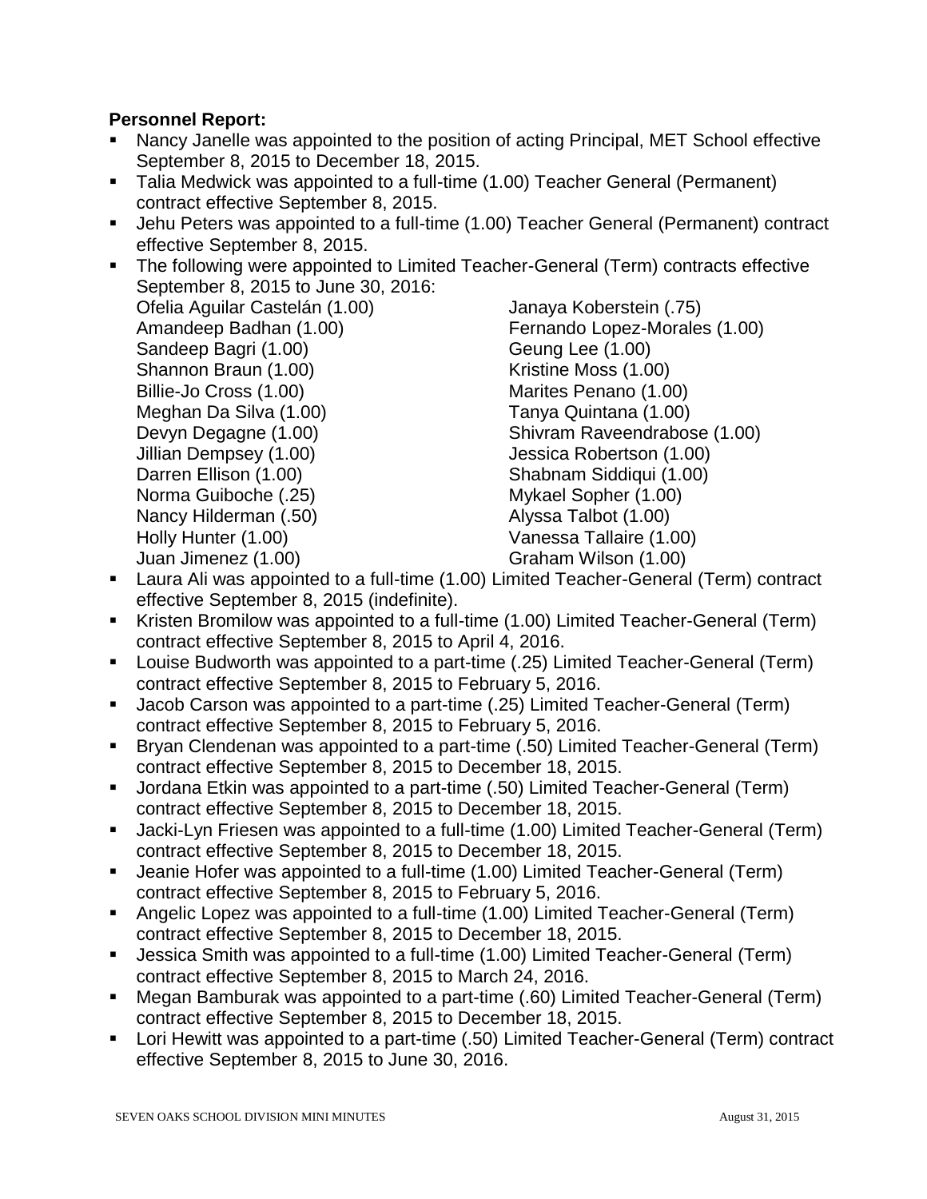**Personnel Report:**

- Nancy Janelle was appointed to the position of acting Principal, MET School effective September 8, 2015 to December 18, 2015.
- Talia Medwick was appointed to a full-time (1.00) Teacher General (Permanent) contract effective September 8, 2015.
- Jehu Peters was appointed to a full-time (1.00) Teacher General (Permanent) contract effective September 8, 2015.
- The following were appointed to Limited Teacher-General (Term) contracts effective September 8, 2015 to June 30, 2016:
  - Ofelia Aguilar Castelán (1.00)
  - Amandeep Badhan (1.00)
  - Sandeep Bagri (1.00)
  - Shannon Braun (1.00)
  - Billie-Jo Cross (1.00)
  - Meghan Da Silva (1.00)
  - Devyn Degagne (1.00)
  - Jillian Dempsey (1.00)
  - Darren Ellison (1.00)
  - Norma Guiboche (.25)
  - Nancy Hilderman (.50)
  - Holly Hunter (1.00)
  - Juan Jimenez (1.00)
  - Janaya Koberstein (.75)
  - Fernando Lopez-Morales (1.00)
  - Geung Lee (1.00)
  - Kristine Moss (1.00)
  - Marites Penano (1.00)
  - Tanya Quintana (1.00)
  - Shivram Raveendrabose (1.00)
  - Jessica Robertson (1.00)
  - Shabnam Siddiqui (1.00)
  - Mykael Sopher (1.00)
  - Alyssa Talbot (1.00)
  - Vanessa Tallaire (1.00)
  - Graham Wilson (1.00)
- Laura Ali was appointed to a full-time (1.00) Limited Teacher-General (Term) contract effective September 8, 2015 (indefinite).
- Kristen Bromilow was appointed to a full-time (1.00) Limited Teacher-General (Term) contract effective September 8, 2015 to April 4, 2016.
- Louise Budworth was appointed to a part-time (.25) Limited Teacher-General (Term) contract effective September 8, 2015 to February 5, 2016.
- Jacob Carson was appointed to a part-time (.25) Limited Teacher-General (Term) contract effective September 8, 2015 to February 5, 2016.
- Bryan Clendenan was appointed to a part-time (.50) Limited Teacher-General (Term) contract effective September 8, 2015 to December 18, 2015.
- Jordana Etkin was appointed to a part-time (.50) Limited Teacher-General (Term) contract effective September 8, 2015 to December 18, 2015.
- Jacki-Lyn Friesen was appointed to a full-time (1.00) Limited Teacher-General (Term) contract effective September 8, 2015 to December 18, 2015.
- Jeanie Hofer was appointed to a full-time (1.00) Limited Teacher-General (Term) contract effective September 8, 2015 to February 5, 2016.
- Angelic Lopez was appointed to a full-time (1.00) Limited Teacher-General (Term) contract effective September 8, 2015 to December 18, 2015.
- Jessica Smith was appointed to a full-time (1.00) Limited Teacher-General (Term) contract effective September 8, 2015 to March 24, 2016.
- Megan Bamburak was appointed to a part-time (.60) Limited Teacher-General (Term) contract effective September 8, 2015 to December 18, 2015.
- Lori Hewitt was appointed to a part-time (.50) Limited Teacher-General (Term) contract effective September 8, 2015 to June 30, 2016.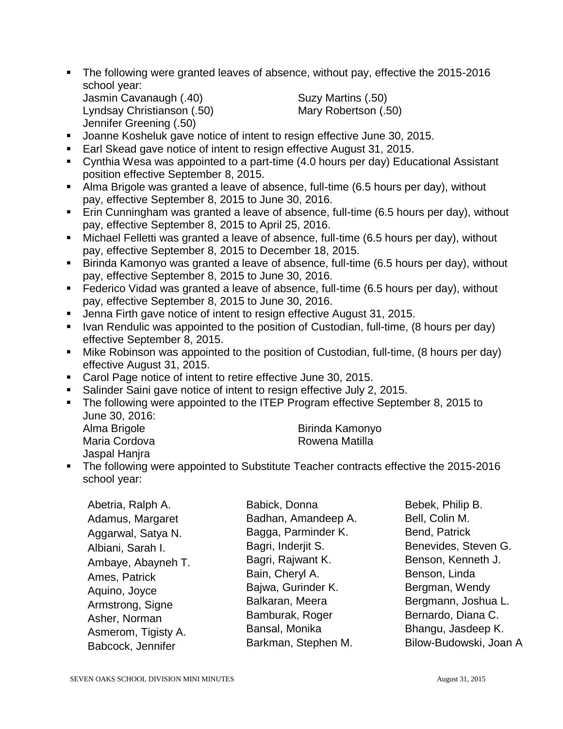- The following were granted leaves of absence, without pay, effective the 2015-2016 school year:
  Jasmin Cavanaugh (.40)
  Lyndsay Christianson (.50)
  Jennifer Greening (.50)
  Suzy Martins (.50)
  Mary Robertson (.50)
- Joanne Kosheluk gave notice of intent to resign effective June 30, 2015.
- Earl Skead gave notice of intent to resign effective August 31, 2015.
- Cynthia Wesa was appointed to a part-time (4.0 hours per day) Educational Assistant position effective September 8, 2015.
- Alma Brigole was granted a leave of absence, full-time (6.5 hours per day), without pay, effective September 8, 2015 to June 30, 2016.
- Erin Cunningham was granted a leave of absence, full-time (6.5 hours per day), without pay, effective September 8, 2015 to April 25, 2016.
- Michael Felletti was granted a leave of absence, full-time (6.5 hours per day), without pay, effective September 8, 2015 to December 18, 2015.
- Birinda Kamonyo was granted a leave of absence, full-time (6.5 hours per day), without pay, effective September 8, 2015 to June 30, 2016.
- Federico Vidad was granted a leave of absence, full-time (6.5 hours per day), without pay, effective September 8, 2015 to June 30, 2016.
- Jenna Firth gave notice of intent to resign effective August 31, 2015.
- Ivan Rendulic was appointed to the position of Custodian, full-time, (8 hours per day) effective September 8, 2015.
- Mike Robinson was appointed to the position of Custodian, full-time, (8 hours per day) effective August 31, 2015.
- Carol Page notice of intent to retire effective June 30, 2015.
- Salinder Saini gave notice of intent to resign effective July 2, 2015.
- The following were appointed to the ITEP Program effective September 8, 2015 to June 30, 2016:
  Alma Brigole
  Maria Cordova
  Jaspal Hanjra
  Birinda Kamonyo
  Rowena Matilla
- The following were appointed to Substitute Teacher contracts effective the 2015-2016 school year:

  Abetria, Ralph A.
  Adamus, Margaret
  Aggarwal, Satya N.
  Albiani, Sarah I.
  Ambaye, Abayneh T.
  Ames, Patrick
  Aquino, Joyce
  Armstrong, Signe
  Asher, Norman
  Asmerom, Tigisty A.
  Babcock, Jennifer
  Babick, Donna
  Badhan, Amandeep A.
  Bagga, Parminder K.
  Bagri, Inderjit S.
  Bagri, Rajwant K.
  Bain, Cheryl A.
  Bajwa, Gurinder K.
  Balkaran, Meera
  Bamburak, Roger
  Bansal, Monika
  Barkman, Stephen M.
  Bebek, Philip B.
  Bell, Colin M.
  Bend, Patrick
  Benevides, Steven G.
  Benson, Kenneth J.
  Benson, Linda
  Bergman, Wendy
  Bergmann, Joshua L.
  Bernardo, Diana C.
  Bhangu, Jasdeep K.
  Bilow-Budowski, Joan A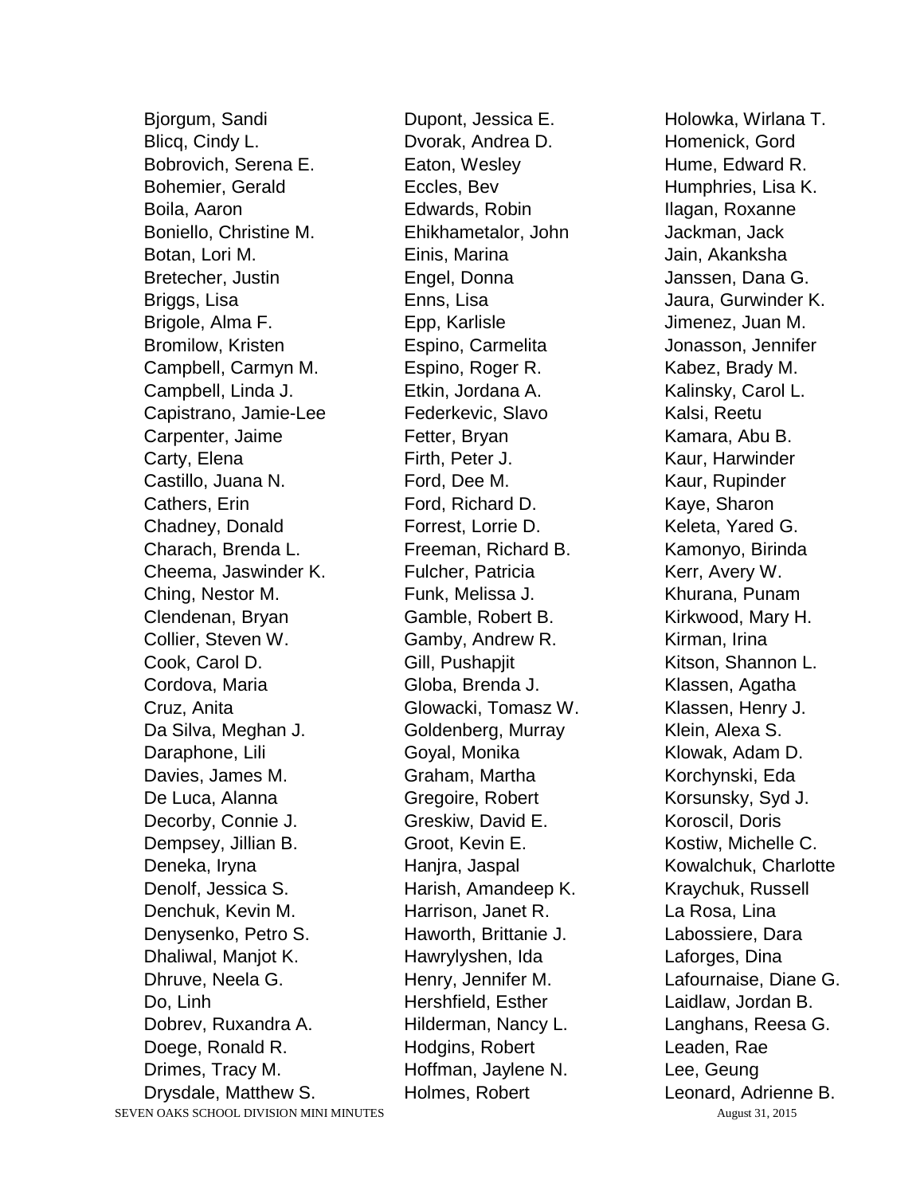Bjorgum, Sandi
Blicq, Cindy L.
Bobrovich, Serena E.
Bohemier, Gerald
Boila, Aaron
Boniello, Christine M.
Botan, Lori M.
Bretecher, Justin
Briggs, Lisa
Brigole, Alma F.
Bromilow, Kristen
Campbell, Carmyn M.
Campbell, Linda J.
Capistrano, Jamie-Lee
Carpenter, Jaime
Carty, Elena
Castillo, Juana N.
Cathers, Erin
Chadney, Donald
Charach, Brenda L.
Cheema, Jaswinder K.
Ching, Nestor M.
Clendenan, Bryan
Collier, Steven W.
Cook, Carol D.
Cordova, Maria
Cruz, Anita
Da Silva, Meghan J.
Daraphone, Lili
Davies, James M.
De Luca, Alanna
Decorby, Connie J.
Dempsey, Jillian B.
Deneka, Iryna
Denolf, Jessica S.
Denchuk, Kevin M.
Denysenko, Petro S.
Dhaliwal, Manjot K.
Dhruve, Neela G.
Do, Linh
Dobrev, Ruxandra A.
Doege, Ronald R.
Drimes, Tracy M.
Drysdale, Matthew S.
Dupont, Jessica E.
Dvorak, Andrea D.
Eaton, Wesley
Eccles, Bev
Edwards, Robin
Ehikhametalor, John
Einis, Marina
Engel, Donna
Enns, Lisa
Epp, Karlisle
Espino, Carmelita
Espino, Roger R.
Etkin, Jordana A.
Federkevic, Slavo
Fetter, Bryan
Firth, Peter J.
Ford, Dee M.
Ford, Richard D.
Forrest, Lorrie D.
Freeman, Richard B.
Fulcher, Patricia
Funk, Melissa J.
Gamble, Robert B.
Gamby, Andrew R.
Gill, Pushapjit
Globa, Brenda J.
Glowacki, Tomasz W.
Goldenberg, Murray
Goyal, Monika
Graham, Martha
Gregoire, Robert
Greskiw, David E.
Groot, Kevin E.
Hanjra, Jaspal
Harish, Amandeep K.
Harrison, Janet R.
Haworth, Brittanie J.
Hawrylyshen, Ida
Henry, Jennifer M.
Hershfield, Esther
Hilderman, Nancy L.
Hodgins, Robert
Hoffman, Jaylene N.
Holmes, Robert
Holowka, Wirlana T.
Homenick, Gord
Hume, Edward R.
Humphries, Lisa K.
Ilagan, Roxanne
Jackman, Jack
Jain, Akanksha
Janssen, Dana G.
Jaura, Gurwinder K.
Jimenez, Juan M.
Jonasson, Jennifer
Kabez, Brady M.
Kalinsky, Carol L.
Kalsi, Reetu
Kamara, Abu B.
Kaur, Harwinder
Kaur, Rupinder
Kaye, Sharon
Keleta, Yared G.
Kamonyo, Birinda
Kerr, Avery W.
Khurana, Punam
Kirkwood, Mary H.
Kirman, Irina
Kitson, Shannon L.
Klassen, Agatha
Klassen, Henry J.
Klein, Alexa S.
Klowak, Adam D.
Korchynski, Eda
Korsunsky, Syd J.
Koroscil, Doris
Kostiw, Michelle C.
Kowalchuk, Charlotte
Kraychuk, Russell
La Rosa, Lina
Labossiere, Dara
Laforges, Dina
Lafournaise, Diane G.
Laidlaw, Jordan B.
Langhans, Reesa G.
Leaden, Rae
Lee, Geung
Leonard, Adrienne B.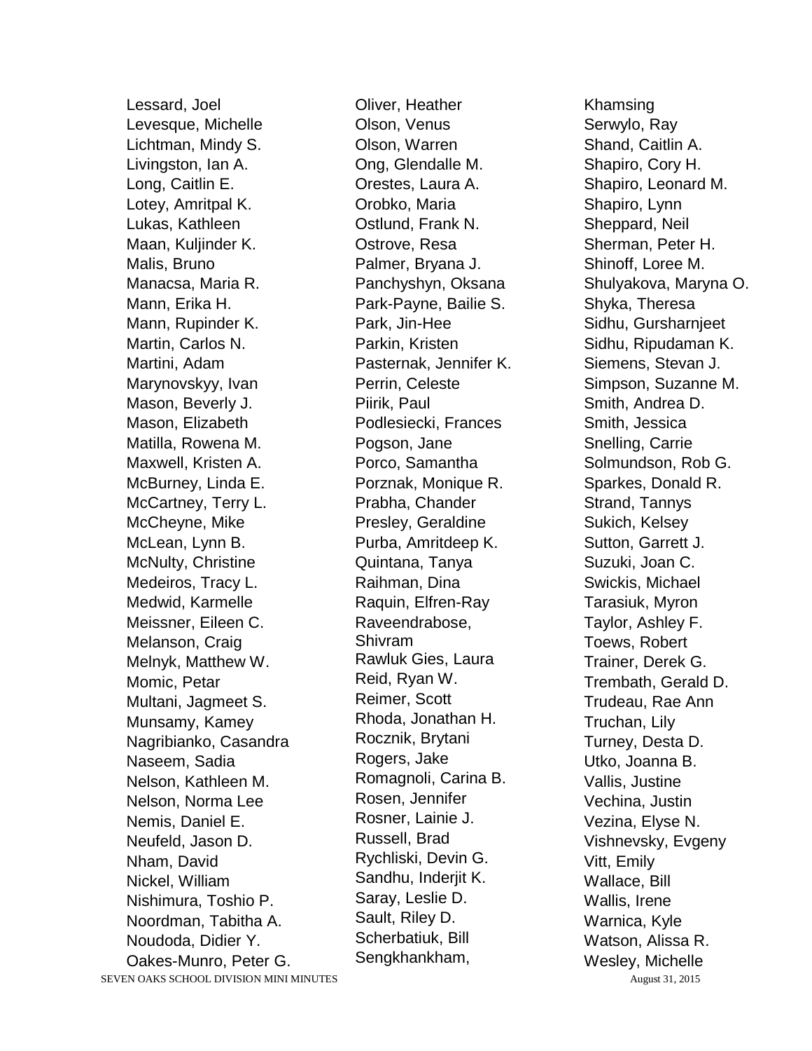Lessard, Joel
Levesque, Michelle
Lichtman, Mindy S.
Livingston, Ian A.
Long, Caitlin E.
Lotey, Amritpal K.
Lukas, Kathleen
Maan, Kuljinder K.
Malis, Bruno
Manacsa, Maria R.
Mann, Erika H.
Mann, Rupinder K.
Martin, Carlos N.
Martini, Adam
Marynovskyy, Ivan
Mason, Beverly J.
Mason, Elizabeth
Matilla, Rowena M.
Maxwell, Kristen A.
McBurney, Linda E.
McCartney, Terry L.
McCheyne, Mike
McLean, Lynn B.
McNulty, Christine
Medeiros, Tracy L.
Medwid, Karmelle
Meissner, Eileen C.
Melanson, Craig
Melnyk, Matthew W.
Momic, Petar
Multani, Jagmeet S.
Munsamy, Kamey
Nagribianko, Casandra
Naseem, Sadia
Nelson, Kathleen M.
Nelson, Norma Lee
Nemis, Daniel E.
Neufeld, Jason D.
Nham, David
Nickel, William
Nishimura, Toshio P.
Noordman, Tabitha A.
Noudoda, Didier Y.
Oakes-Munro, Peter G.
Oliver, Heather
Olson, Venus
Olson, Warren
Ong, Glendalle M.
Orestes, Laura A.
Orobko, Maria
Ostlund, Frank N.
Ostrove, Resa
Palmer, Bryana J.
Panchyshyn, Oksana
Park-Payne, Bailie S.
Park, Jin-Hee
Parkin, Kristen
Pasternak, Jennifer K.
Perrin, Celeste
Piirik, Paul
Podlesiecki, Frances
Pogson, Jane
Porco, Samantha
Porznak, Monique R.
Prabha, Chander
Presley, Geraldine
Purba, Amritdeep K.
Quintana, Tanya
Raihman, Dina
Raquin, Elfren-Ray
Raveendrabose, Shivram
Rawluk Gies, Laura
Reid, Ryan W.
Reimer, Scott
Rhoda, Jonathan H.
Rocznik, Brytani
Rogers, Jake
Romagnoli, Carina B.
Rosen, Jennifer
Rosner, Lainie J.
Russell, Brad
Rychliski, Devin G.
Sandhu, Inderjit K.
Saray, Leslie D.
Sault, Riley D.
Scherbatiuk, Bill
Sengkhankham, Khamsing
Serwylo, Ray
Shand, Caitlin A.
Shapiro, Cory H.
Shapiro, Leonard M.
Shapiro, Lynn
Sheppard, Neil
Sherman, Peter H.
Shinoff, Loree M.
Shulyakova, Maryna O.
Shyka, Theresa
Sidhu, Gursharnjeet
Sidhu, Ripudaman K.
Siemens, Stevan J.
Simpson, Suzanne M.
Smith, Andrea D.
Smith, Jessica
Snelling, Carrie
Solmundson, Rob G.
Sparkes, Donald R.
Strand, Tannys
Sukich, Kelsey
Sutton, Garrett J.
Suzuki, Joan C.
Swickis, Michael
Tarasiuk, Myron
Taylor, Ashley F.
Toews, Robert
Trainer, Derek G.
Trembath, Gerald D.
Trudeau, Rae Ann
Truchan, Lily
Turney, Desta D.
Utko, Joanna B.
Vallis, Justine
Vechina, Justin
Vezina, Elyse N.
Vishnevsky, Evgeny
Vitt, Emily
Wallace, Bill
Wallis, Irene
Warnica, Kyle
Watson, Alissa R.
Wesley, Michelle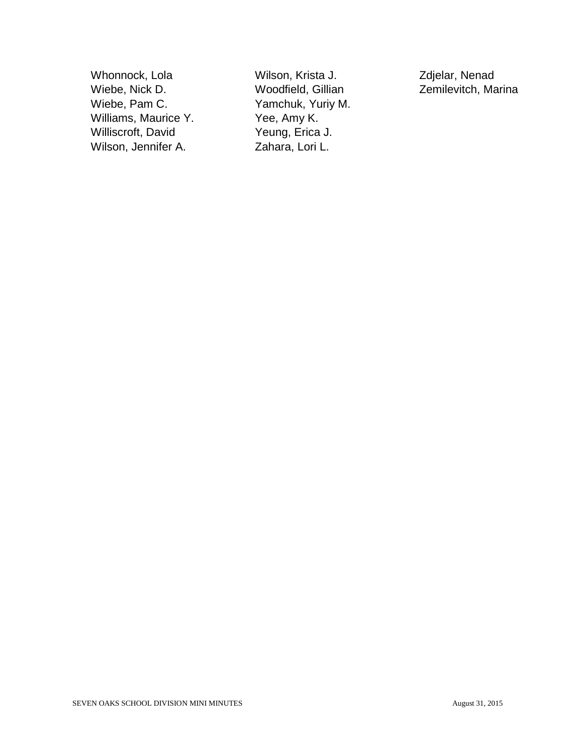Whonnock, Lola
Wiebe, Nick D.
Wiebe, Pam C.
Williams, Maurice Y.
Williscroft, David
Wilson, Jennifer A.
Wilson, Krista J.
Woodfield, Gillian
Yamchuk, Yuriy M.
Yee, Amy K.
Yeung, Erica J.
Zahara, Lori L.
Zdjelar, Nenad
Zemilevitch, Marina